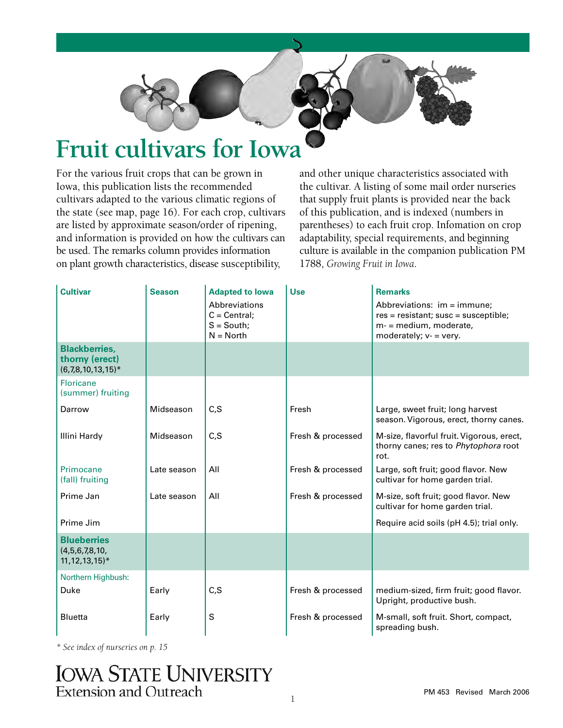# Fruit cultivars for Iowa

For the various fruit crops that can be grown in Iowa, this publication lists the recommended cultivars adapted to the various climatic regions of the state (see map, page 16). For each crop, cultivars are listed by approximate season/order of ripening, and information is provided on how the cultivars can be used. The remarks column provides information on plant growth characteristics, disease susceptibility, and other unique characteristics associated with the cultivar. A listing of some mail order nurseries that supply fruit plants is provided near the back of this publication, and is indexed (numbers in parentheses) to each fruit crop. Infomation on crop adaptability, special requirements, and beginning culture is available in the companion publication PM 1788, *Growing Fruit in Iowa*.

| Cultivar | Season | Adapted to Iowa<br>Abbreviations<br>C = Central;<br>S = South;<br>N = North | Use | Remarks<br>Abbreviations: im = immune;<br>res = resistant; susc = susceptible;<br>m- = medium, moderate, moderately; v- = very. |
|---|---|---|---|---|
| **Blackberries, thorny (erect)** (6,7,8,10,13,15)* | | | | |
| Floricane (summer) fruiting | | | | |
| Darrow | Midseason | C,S | Fresh | Large, sweet fruit; long harvest season. Vigorous, erect, thorny canes. |
| Illini Hardy | Midseason | C,S | Fresh & processed | M-size, flavorful fruit. Vigorous, erect, thorny canes; res to *Phytophora* root rot. |
| Primocane (fall) fruiting | Late season | All | Fresh & processed | Large, soft fruit; good flavor. New cultivar for home garden trial. |
| Prime Jan | Late season | All | Fresh & processed | M-size, soft fruit; good flavor. New cultivar for home garden trial. |
| Prime Jim | | | | Require acid soils (pH 4.5); trial only. |
| **Blueberries** (4,5,6,7,8,10, 11,12,13,15)* | | | | |
| Northern Highbush: | | | | |
| Duke | Early | C,S | Fresh & processed | medium-sized, firm fruit; good flavor. Upright, productive bush. |
| Bluetta | Early | S | Fresh & processed | M-small, soft fruit. Short, compact, spreading bush. |

*\* See index of nurseries on p. 15*

Iowa State University Extension and Outreach

PM 453 Revised March 2006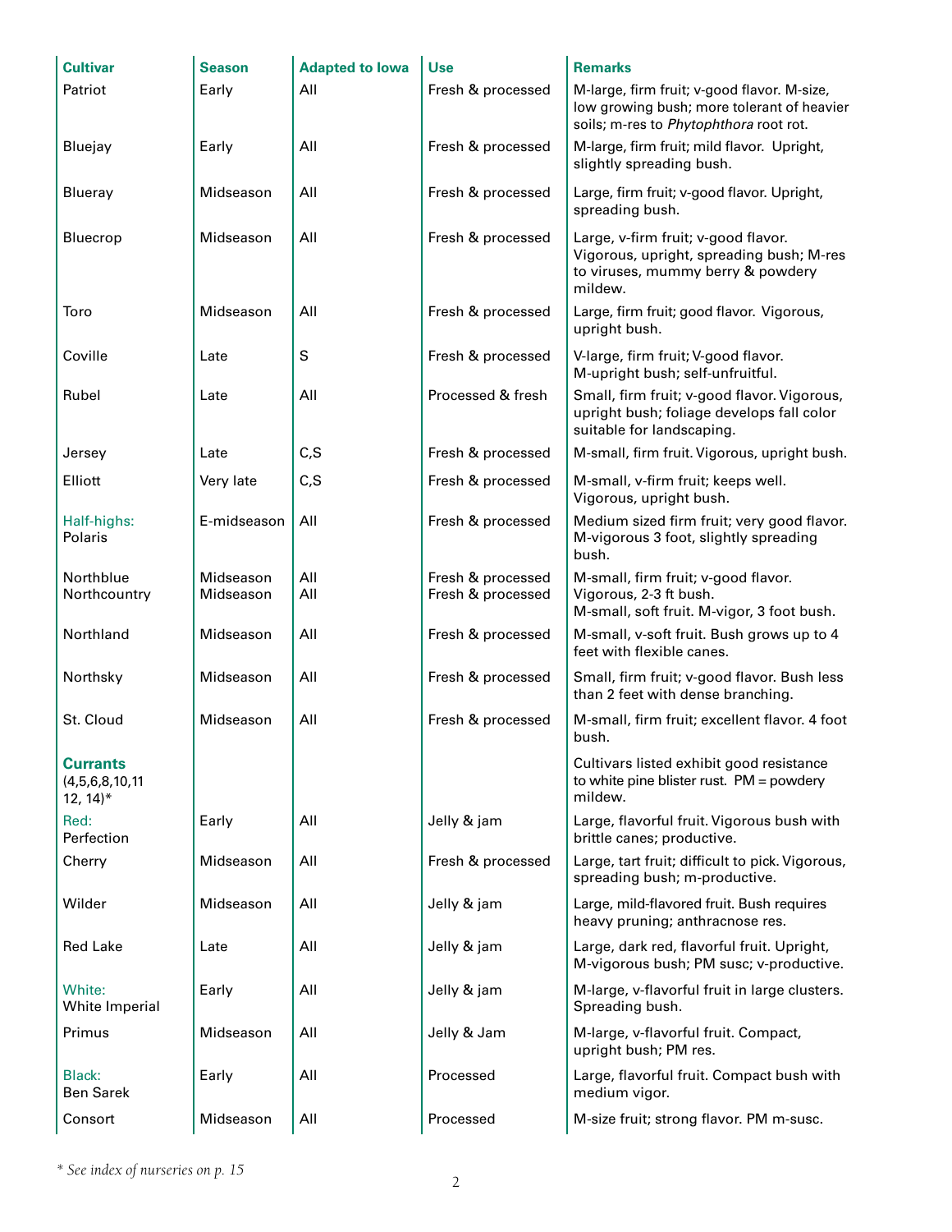| Cultivar | Season | Adapted to Iowa | Use | Remarks |
|---|---|---|---|---|
| Patriot | Early | All | Fresh & processed | M-large, firm fruit; v-good flavor. M-size, low growing bush; more tolerant of heavier soils; m-res to *Phytophthora* root rot. |
| Bluejay | Early | All | Fresh & processed | M-large, firm fruit; mild flavor. Upright, slightly spreading bush. |
| Blueray | Midseason | All | Fresh & processed | Large, firm fruit; v-good flavor. Upright, spreading bush. |
| Bluecrop | Midseason | All | Fresh & processed | Large, v-firm fruit; v-good flavor. Vigorous, upright, spreading bush; M-res to viruses, mummy berry & powdery mildew. |
| Toro | Midseason | All | Fresh & processed | Large, firm fruit; good flavor. Vigorous, upright bush. |
| Coville | Late | S | Fresh & processed | V-large, firm fruit; V-good flavor. M-upright bush; self-unfruitful. |
| Rubel | Late | All | Processed & fresh | Small, firm fruit; v-good flavor. Vigorous, upright bush; foliage develops fall color suitable for landscaping. |
| Jersey | Late | C,S | Fresh & processed | M-small, firm fruit. Vigorous, upright bush. |
| Elliott | Very late | C,S | Fresh & processed | M-small, v-firm fruit; keeps well. Vigorous, upright bush. |
| Half-highs: Polaris | E-midseason | All | Fresh & processed | Medium sized firm fruit; very good flavor. M-vigorous 3 foot, slightly spreading bush. |
| Northblue | Midseason | All | Fresh & processed | M-small, firm fruit; v-good flavor. Vigorous, 2-3 ft bush. |
| Northcountry | Midseason | All | Fresh & processed | M-small, soft fruit. M-vigor, 3 foot bush. |
| Northland | Midseason | All | Fresh & processed | M-small, v-soft fruit. Bush grows up to 4 feet with flexible canes. |
| Northsky | Midseason | All | Fresh & processed | Small, firm fruit; v-good flavor. Bush less than 2 feet with dense branching. |
| St. Cloud | Midseason | All | Fresh & processed | M-small, firm fruit; excellent flavor. 4 foot bush. |
| **Currants** (4,5,6,8,10,11 12, 14)* | | | | Cultivars listed exhibit good resistance to white pine blister rust. PM = powdery mildew. |
| Red: Perfection | Early | All | Jelly & jam | Large, flavorful fruit. Vigorous bush with brittle canes; productive. |
| Cherry | Midseason | All | Fresh & processed | Large, tart fruit; difficult to pick. Vigorous, spreading bush; m-productive. |
| Wilder | Midseason | All | Jelly & jam | Large, mild-flavored fruit. Bush requires heavy pruning; anthracnose res. |
| Red Lake | Late | All | Jelly & jam | Large, dark red, flavorful fruit. Upright, M-vigorous bush; PM susc; v-productive. |
| White: White Imperial | Early | All | Jelly & jam | M-large, v-flavorful fruit in large clusters. Spreading bush. |
| Primus | Midseason | All | Jelly & Jam | M-large, v-flavorful fruit. Compact, upright bush; PM res. |
| Black: Ben Sarek | Early | All | Processed | Large, flavorful fruit. Compact bush with medium vigor. |
| Consort | Midseason | All | Processed | M-size fruit; strong flavor. PM m-susc. |

*\* See index of nurseries on p. 15*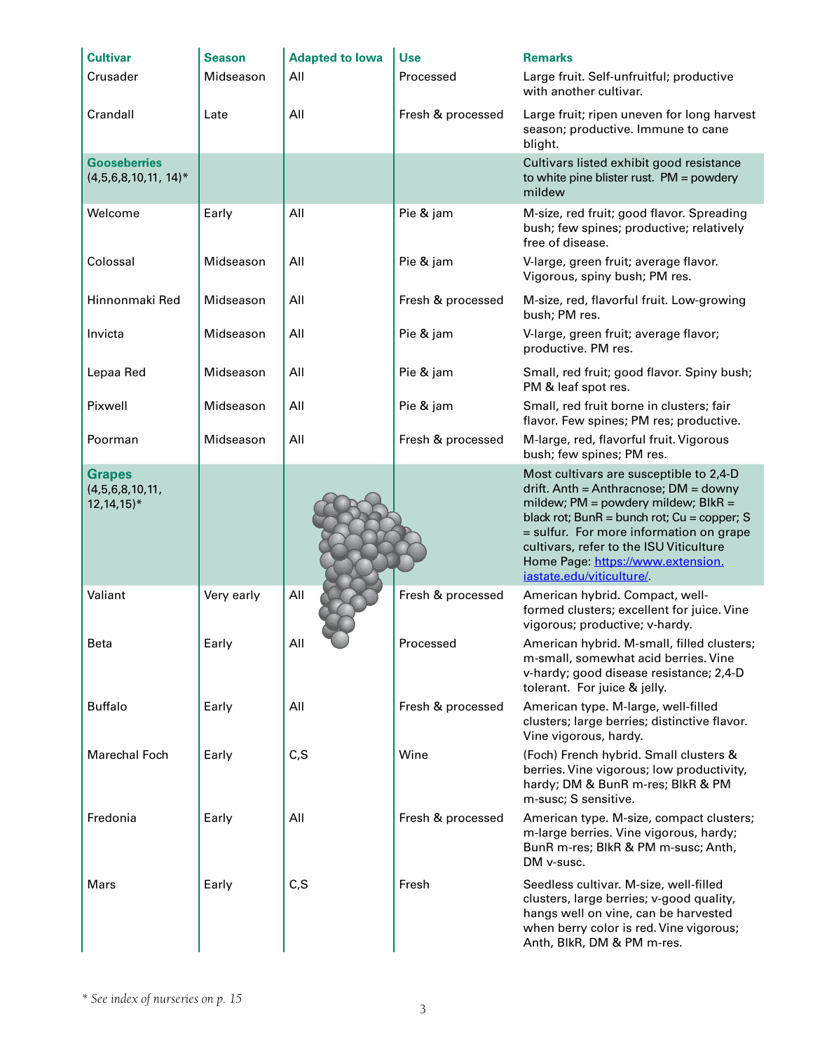| Cultivar | Season | Adapted to Iowa | Use | Remarks |
|---|---|---|---|---|
| Crusader | Midseason | All | Processed | Large fruit. Self-unfruitful; productive with another cultivar. |
| Crandall | Late | All | Fresh & processed | Large fruit; ripen uneven for long harvest season; productive. Immune to cane blight. |
| **Gooseberries** (4,5,6,8,10,11, 14)* | | | | Cultivars listed exhibit good resistance to white pine blister rust. PM = powdery mildew |
| Welcome | Early | All | Pie & jam | M-size, red fruit; good flavor. Spreading bush; few spines; productive; relatively free of disease. |
| Colossal | Midseason | All | Pie & jam | V-large, green fruit; average flavor. Vigorous, spiny bush; PM res. |
| Hinnonmaki Red | Midseason | All | Fresh & processed | M-size, red, flavorful fruit. Low-growing bush; PM res. |
| Invicta | Midseason | All | Pie & jam | V-large, green fruit; average flavor; productive. PM res. |
| Lepaa Red | Midseason | All | Pie & jam | Small, red fruit; good flavor. Spiny bush; PM & leaf spot res. |
| Pixwell | Midseason | All | Pie & jam | Small, red fruit borne in clusters; fair flavor. Few spines; PM res; productive. |
| Poorman | Midseason | All | Fresh & processed | M-large, red, flavorful fruit. Vigorous bush; few spines; PM res. |
| **Grapes** (4,5,6,8,10,11, 12,14,15)* | | | | Most cultivars are susceptible to 2,4-D drift. Anth = Anthracnose; DM = downy mildew; PM = powdery mildew; BlkR = black rot; BunR = bunch rot; Cu = copper; S = sulfur. For more information on grape cultivars, refer to the ISU Viticulture Home Page: https://www.extension.iastate.edu/viticulture/. |
| Valiant | Very early | All | Fresh & processed | American hybrid. Compact, well-formed clusters; excellent for juice. Vine vigorous; productive; v-hardy. |
| Beta | Early | All | Processed | American hybrid. M-small, filled clusters; m-small, somewhat acid berries. Vine v-hardy; good disease resistance; 2,4-D tolerant. For juice & jelly. |
| Buffalo | Early | All | Fresh & processed | American type. M-large, well-filled clusters; large berries; distinctive flavor. Vine vigorous, hardy. |
| Marechal Foch | Early | C,S | Wine | (Foch) French hybrid. Small clusters & berries. Vine vigorous; low productivity, hardy; DM & BunR m-res; BlkR & PM m-susc; S sensitive. |
| Fredonia | Early | All | Fresh & processed | American type. M-size, compact clusters; m-large berries. Vine vigorous, hardy; BunR m-res; BlkR & PM m-susc; Anth, DM v-susc. |
| Mars | Early | C,S | Fresh | Seedless cultivar. M-size, well-filled clusters, large berries; v-good quality, hangs well on vine, can be harvested when berry color is red. Vine vigorous; Anth, BlkR, DM & PM m-res. |

*\* See index of nurseries on p. 15*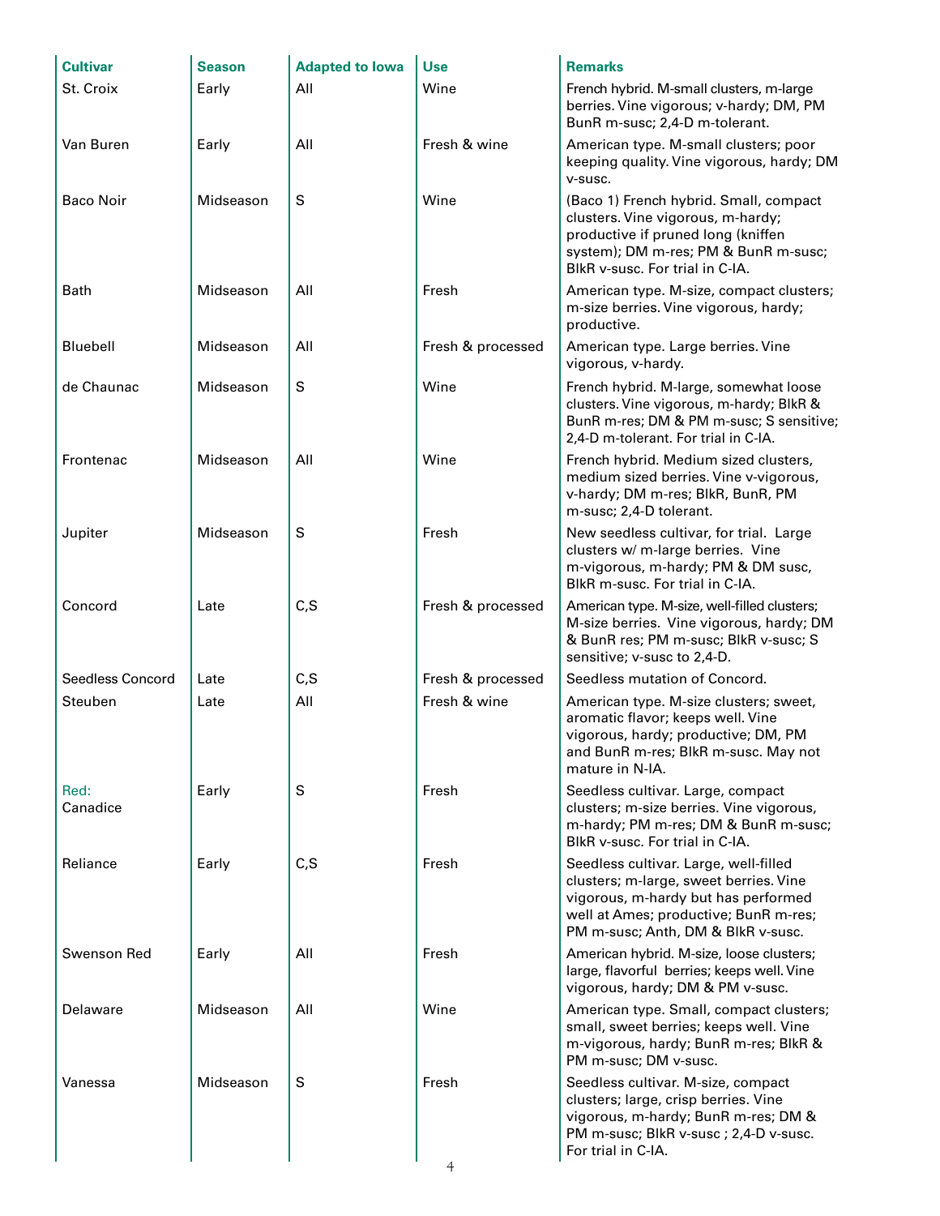| Cultivar | Season | Adapted to Iowa | Use | Remarks |
|---|---|---|---|---|
| St. Croix | Early | All | Wine | French hybrid. M-small clusters, m-large berries. Vine vigorous; v-hardy; DM, PM BunR m-susc; 2,4-D m-tolerant. |
| Van Buren | Early | All | Fresh & wine | American type. M-small clusters; poor keeping quality. Vine vigorous, hardy; DM v-susc. |
| Baco Noir | Midseason | S | Wine | (Baco 1) French hybrid. Small, compact clusters. Vine vigorous, m-hardy; productive if pruned long (kniffen system); DM m-res; PM & BunR m-susc; BlkR v-susc. For trial in C-IA. |
| Bath | Midseason | All | Fresh | American type. M-size, compact clusters; m-size berries. Vine vigorous, hardy; productive. |
| Bluebell | Midseason | All | Fresh & processed | American type. Large berries. Vine vigorous, v-hardy. |
| de Chaunac | Midseason | S | Wine | French hybrid. M-large, somewhat loose clusters. Vine vigorous, m-hardy; BlkR & BunR m-res; DM & PM m-susc; S sensitive; 2,4-D m-tolerant. For trial in C-IA. |
| Frontenac | Midseason | All | Wine | French hybrid. Medium sized clusters, medium sized berries. Vine v-vigorous, v-hardy; DM m-res; BlkR, BunR, PM m-susc; 2,4-D tolerant. |
| Jupiter | Midseason | S | Fresh | New seedless cultivar, for trial. Large clusters w/ m-large berries. Vine m-vigorous, m-hardy; PM & DM susc, BlkR m-susc. For trial in C-IA. |
| Concord | Late | C,S | Fresh & processed | American type. M-size, well-filled clusters; M-size berries. Vine vigorous, hardy; DM & BunR res; PM m-susc; BlkR v-susc; S sensitive; v-susc to 2,4-D. |
| Seedless Concord | Late | C,S | Fresh & processed | Seedless mutation of Concord. |
| Steuben | Late | All | Fresh & wine | American type. M-size clusters; sweet, aromatic flavor; keeps well. Vine vigorous, hardy; productive; DM, PM and BunR m-res; BlkR m-susc. May not mature in N-IA. |
| Red: Canadice | Early | S | Fresh | Seedless cultivar. Large, compact clusters; m-size berries. Vine vigorous, m-hardy; PM m-res; DM & BunR m-susc; BlkR v-susc. For trial in C-IA. |
| Reliance | Early | C,S | Fresh | Seedless cultivar. Large, well-filled clusters; m-large, sweet berries. Vine vigorous, m-hardy but has performed well at Ames; productive; BunR m-res; PM m-susc; Anth, DM & BlkR v-susc. |
| Swenson Red | Early | All | Fresh | American hybrid. M-size, loose clusters; large, flavorful berries; keeps well. Vine vigorous, hardy; DM & PM v-susc. |
| Delaware | Midseason | All | Wine | American type. Small, compact clusters; small, sweet berries; keeps well. Vine m-vigorous, hardy; BunR m-res; BlkR & PM m-susc; DM v-susc. |
| Vanessa | Midseason | S | Fresh | Seedless cultivar. M-size, compact clusters; large, crisp berries. Vine vigorous, m-hardy; BunR m-res; DM & PM m-susc; BlkR v-susc ; 2,4-D v-susc. For trial in C-IA. |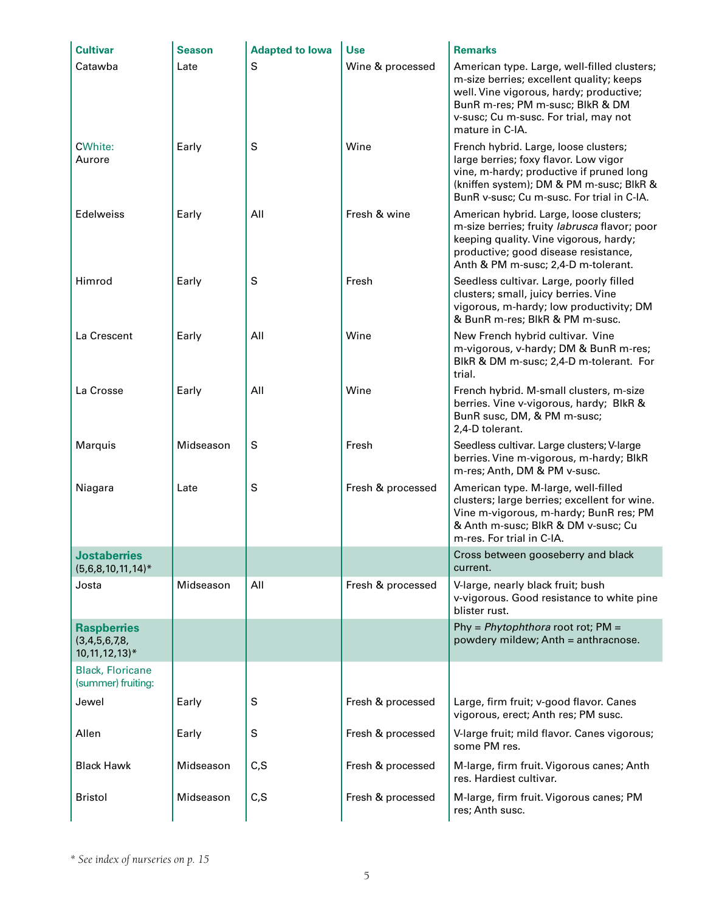| Cultivar | Season | Adapted to Iowa | Use | Remarks |
|---|---|---|---|---|
| Catawba | Late | S | Wine & processed | American type. Large, well-filled clusters; m-size berries; excellent quality; keeps well. Vine vigorous, hardy; productive; BunR m-res; PM m-susc; BlkR & DM v-susc; Cu m-susc. For trial, may not mature in C-IA. |
| CWhite: Aurore | Early | S | Wine | French hybrid. Large, loose clusters; large berries; foxy flavor. Low vigor vine, m-hardy; productive if pruned long (kniffen system); DM & PM m-susc; BlkR & BunR v-susc; Cu m-susc. For trial in C-IA. |
| Edelweiss | Early | All | Fresh & wine | American hybrid. Large, loose clusters; m-size berries; fruity *labrusca* flavor; poor keeping quality. Vine vigorous, hardy; productive; good disease resistance, Anth & PM m-susc; 2,4-D m-tolerant. |
| Himrod | Early | S | Fresh | Seedless cultivar. Large, poorly filled clusters; small, juicy berries. Vine vigorous, m-hardy; low productivity; DM & BunR m-res; BlkR & PM m-susc. |
| La Crescent | Early | All | Wine | New French hybrid cultivar. Vine m-vigorous, v-hardy; DM & BunR m-res; BlkR & DM m-susc; 2,4-D m-tolerant. For trial. |
| La Crosse | Early | All | Wine | French hybrid. M-small clusters, m-size berries. Vine v-vigorous, hardy; BlkR & BunR susc, DM, & PM m-susc; 2,4-D tolerant. |
| Marquis | Midseason | S | Fresh | Seedless cultivar. Large clusters; V-large berries. Vine m-vigorous, m-hardy; BlkR m-res; Anth, DM & PM v-susc. |
| Niagara | Late | S | Fresh & processed | American type. M-large, well-filled clusters; large berries; excellent for wine. Vine m-vigorous, m-hardy; BunR res; PM & Anth m-susc; BlkR & DM v-susc; Cu m-res. For trial in C-IA. |
| **Jostaberries** (5,6,8,10,11,14)* | | | | Cross between gooseberry and black current. |
| Josta | Midseason | All | Fresh & processed | V-large, nearly black fruit; bush v-vigorous. Good resistance to white pine blister rust. |
| **Raspberries** (3,4,5,6,7,8, 10,11,12,13)* | | | | Phy = *Phytophthora* root rot; PM = powdery mildew; Anth = anthracnose. |
| Black, Floricane (summer) fruiting: | | | | |
| Jewel | Early | S | Fresh & processed | Large, firm fruit; v-good flavor. Canes vigorous, erect; Anth res; PM susc. |
| Allen | Early | S | Fresh & processed | V-large fruit; mild flavor. Canes vigorous; some PM res. |
| Black Hawk | Midseason | C,S | Fresh & processed | M-large, firm fruit. Vigorous canes; Anth res. Hardiest cultivar. |
| Bristol | Midseason | C,S | Fresh & processed | M-large, firm fruit. Vigorous canes; PM res; Anth susc. |

*\* See index of nurseries on p. 15*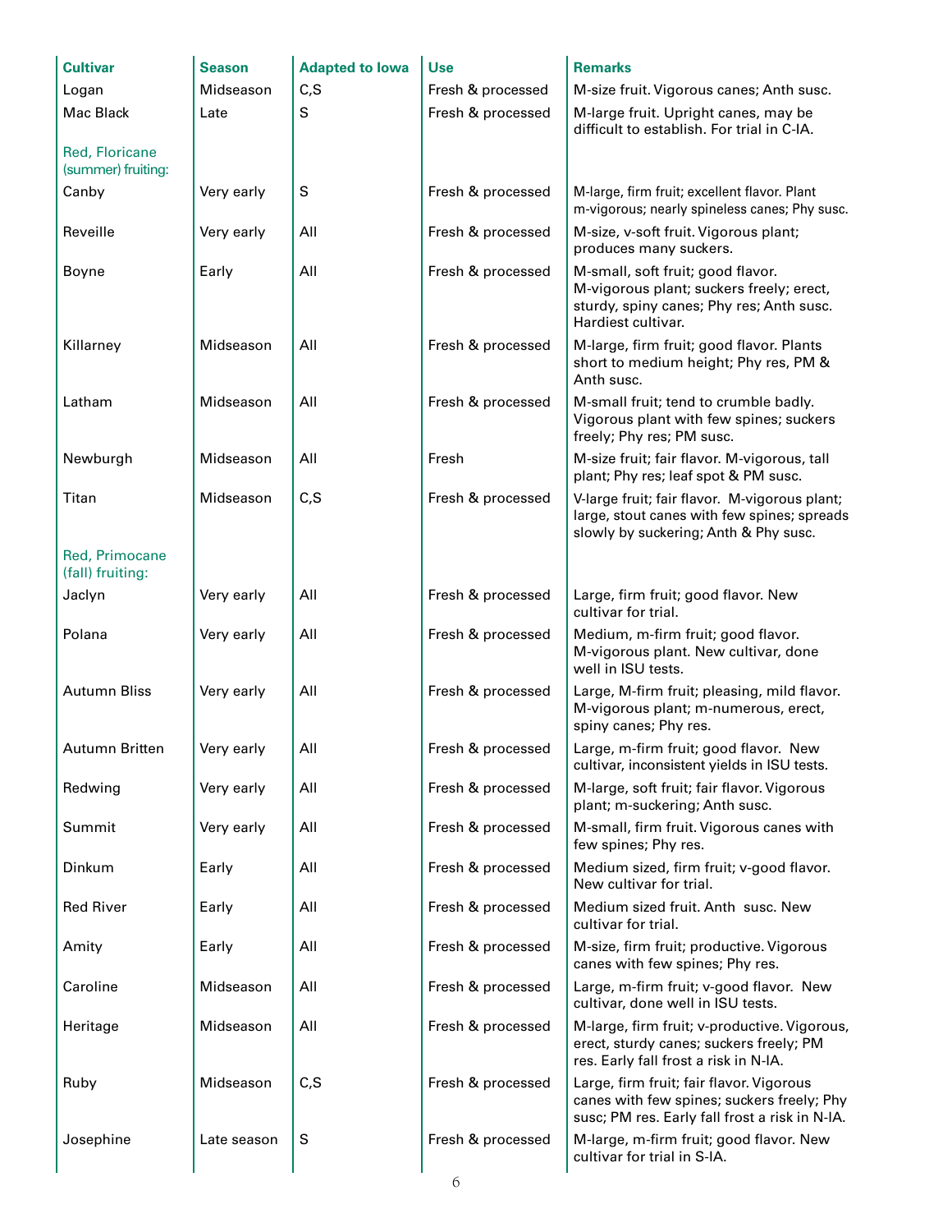| Cultivar | Season | Adapted to Iowa | Use | Remarks |
|---|---|---|---|---|
| Logan | Midseason | C,S | Fresh & processed | M-size fruit. Vigorous canes; Anth susc. |
| Mac Black | Late | S | Fresh & processed | M-large fruit. Upright canes, may be difficult to establish. For trial in C-IA. |
| Red, Floricane (summer) fruiting: | | | | |
| Canby | Very early | S | Fresh & processed | M-large, firm fruit; excellent flavor. Plant m-vigorous; nearly spineless canes; Phy susc. |
| Reveille | Very early | All | Fresh & processed | M-size, v-soft fruit. Vigorous plant; produces many suckers. |
| Boyne | Early | All | Fresh & processed | M-small, soft fruit; good flavor. M-vigorous plant; suckers freely; erect, sturdy, spiny canes; Phy res; Anth susc. Hardiest cultivar. |
| Killarney | Midseason | All | Fresh & processed | M-large, firm fruit; good flavor. Plants short to medium height; Phy res, PM & Anth susc. |
| Latham | Midseason | All | Fresh & processed | M-small fruit; tend to crumble badly. Vigorous plant with few spines; suckers freely; Phy res; PM susc. |
| Newburgh | Midseason | All | Fresh | M-size fruit; fair flavor. M-vigorous, tall plant; Phy res; leaf spot & PM susc. |
| Titan | Midseason | C,S | Fresh & processed | V-large fruit; fair flavor. M-vigorous plant; large, stout canes with few spines; spreads slowly by suckering; Anth & Phy susc. |
| Red, Primocane (fall) fruiting: | | | | |
| Jaclyn | Very early | All | Fresh & processed | Large, firm fruit; good flavor. New cultivar for trial. |
| Polana | Very early | All | Fresh & processed | Medium, m-firm fruit; good flavor. M-vigorous plant. New cultivar, done well in ISU tests. |
| Autumn Bliss | Very early | All | Fresh & processed | Large, M-firm fruit; pleasing, mild flavor. M-vigorous plant; m-numerous, erect, spiny canes; Phy res. |
| Autumn Britten | Very early | All | Fresh & processed | Large, m-firm fruit; good flavor. New cultivar, inconsistent yields in ISU tests. |
| Redwing | Very early | All | Fresh & processed | M-large, soft fruit; fair flavor. Vigorous plant; m-suckering; Anth susc. |
| Summit | Very early | All | Fresh & processed | M-small, firm fruit. Vigorous canes with few spines; Phy res. |
| Dinkum | Early | All | Fresh & processed | Medium sized, firm fruit; v-good flavor. New cultivar for trial. |
| Red River | Early | All | Fresh & processed | Medium sized fruit. Anth susc. New cultivar for trial. |
| Amity | Early | All | Fresh & processed | M-size, firm fruit; productive. Vigorous canes with few spines; Phy res. |
| Caroline | Midseason | All | Fresh & processed | Large, m-firm fruit; v-good flavor. New cultivar, done well in ISU tests. |
| Heritage | Midseason | All | Fresh & processed | M-large, firm fruit; v-productive. Vigorous, erect, sturdy canes; suckers freely; PM res. Early fall frost a risk in N-IA. |
| Ruby | Midseason | C,S | Fresh & processed | Large, firm fruit; fair flavor. Vigorous canes with few spines; suckers freely; Phy susc; PM res. Early fall frost a risk in N-IA. |
| Josephine | Late season | S | Fresh & processed | M-large, m-firm fruit; good flavor. New cultivar for trial in S-IA. |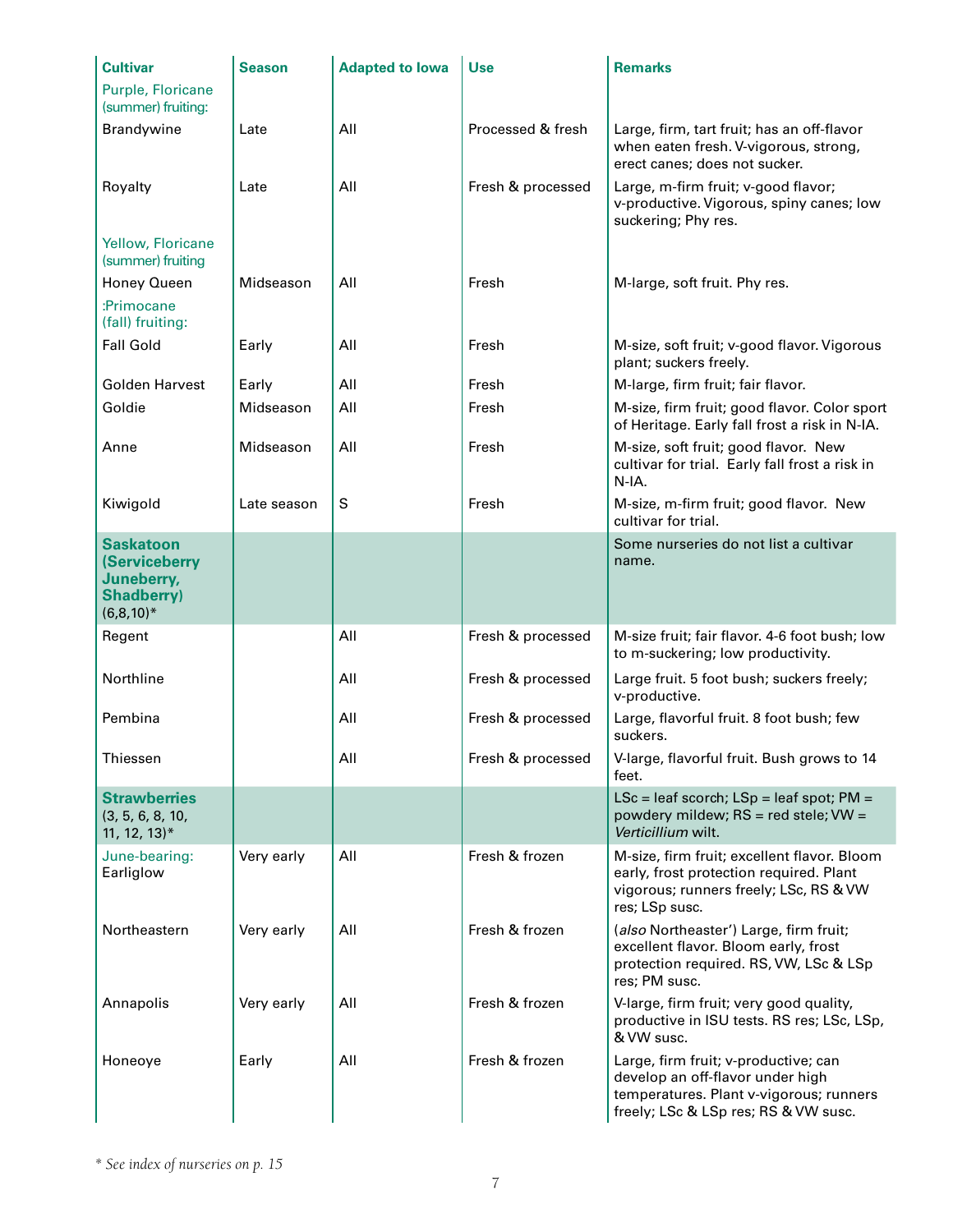| Cultivar | Season | Adapted to Iowa | Use | Remarks |
|---|---|---|---|---|
| Purple, Floricane (summer) fruiting: | | | | |
| Brandywine | Late | All | Processed & fresh | Large, firm, tart fruit; has an off-flavor when eaten fresh. V-vigorous, strong, erect canes; does not sucker. |
| Royalty | Late | All | Fresh & processed | Large, m-firm fruit; v-good flavor; v-productive. Vigorous, spiny canes; low suckering; Phy res. |
| Yellow, Floricane (summer) fruiting | | | | |
| Honey Queen | Midseason | All | Fresh | M-large, soft fruit. Phy res. |
| :Primocane (fall) fruiting: | | | | |
| Fall Gold | Early | All | Fresh | M-size, soft fruit; v-good flavor. Vigorous plant; suckers freely. |
| Golden Harvest | Early | All | Fresh | M-large, firm fruit; fair flavor. |
| Goldie | Midseason | All | Fresh | M-size, firm fruit; good flavor. Color sport of Heritage. Early fall frost a risk in N-IA. |
| Anne | Midseason | All | Fresh | M-size, soft fruit; good flavor. New cultivar for trial. Early fall frost a risk in N-IA. |
| Kiwigold | Late season | S | Fresh | M-size, m-firm fruit; good flavor. New cultivar for trial. |
| **Saskatoon (Serviceberry Juneberry, Shadberry)** (6,8,10)* | | | | Some nurseries do not list a cultivar name. |
| Regent | | All | Fresh & processed | M-size fruit; fair flavor. 4-6 foot bush; low to m-suckering; low productivity. |
| Northline | | All | Fresh & processed | Large fruit. 5 foot bush; suckers freely; v-productive. |
| Pembina | | All | Fresh & processed | Large, flavorful fruit. 8 foot bush; few suckers. |
| Thiessen | | All | Fresh & processed | V-large, flavorful fruit. Bush grows to 14 feet. |
| **Strawberries** (3, 5, 6, 8, 10, 11, 12, 13)* | | | | LSc = leaf scorch; LSp = leaf spot; PM = powdery mildew; RS = red stele; VW = *Verticillium* wilt. |
| June-bearing: Earliglow | Very early | All | Fresh & frozen | M-size, firm fruit; excellent flavor. Bloom early, frost protection required. Plant vigorous; runners freely; LSc, RS & VW res; LSp susc. |
| Northeastern | Very early | All | Fresh & frozen | (*also* Northeaster') Large, firm fruit; excellent flavor. Bloom early, frost protection required. RS, VW, LSc & LSp res; PM susc. |
| Annapolis | Very early | All | Fresh & frozen | V-large, firm fruit; very good quality, productive in ISU tests. RS res; LSc, LSp, & VW susc. |
| Honeoye | Early | All | Fresh & frozen | Large, firm fruit; v-productive; can develop an off-flavor under high temperatures. Plant v-vigorous; runners freely; LSc & LSp res; RS & VW susc. |

\* *See index of nurseries on p. 15*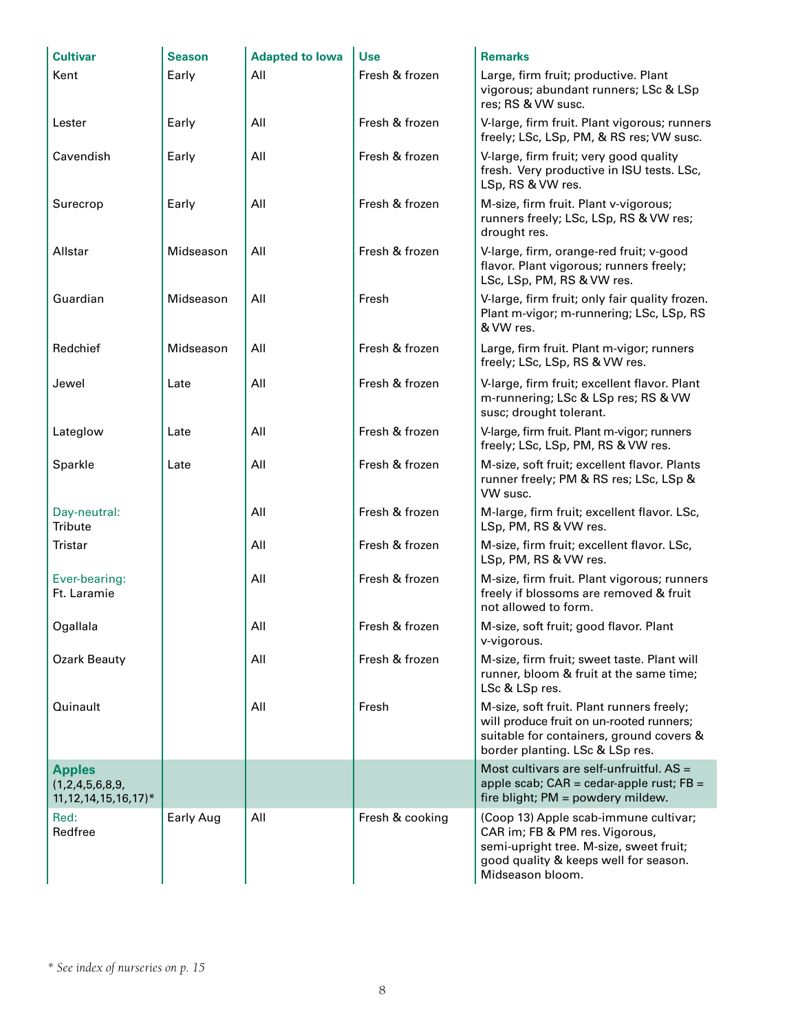| Cultivar | Season | Adapted to Iowa | Use | Remarks |
|---|---|---|---|---|
| Kent | Early | All | Fresh & frozen | Large, firm fruit; productive. Plant vigorous; abundant runners; LSc & LSp res; RS & VW susc. |
| Lester | Early | All | Fresh & frozen | V-large, firm fruit. Plant vigorous; runners freely; LSc, LSp, PM, & RS res; VW susc. |
| Cavendish | Early | All | Fresh & frozen | V-large, firm fruit; very good quality fresh. Very productive in ISU tests. LSc, LSp, RS & VW res. |
| Surecrop | Early | All | Fresh & frozen | M-size, firm fruit. Plant v-vigorous; runners freely; LSc, LSp, RS & VW res; drought res. |
| Allstar | Midseason | All | Fresh & frozen | V-large, firm, orange-red fruit; v-good flavor. Plant vigorous; runners freely; LSc, LSp, PM, RS & VW res. |
| Guardian | Midseason | All | Fresh | V-large, firm fruit; only fair quality frozen. Plant m-vigor; m-runnering; LSc, LSp, RS & VW res. |
| Redchief | Midseason | All | Fresh & frozen | Large, firm fruit. Plant m-vigor; runners freely; LSc, LSp, RS & VW res. |
| Jewel | Late | All | Fresh & frozen | V-large, firm fruit; excellent flavor. Plant m-runnering; LSc & LSp res; RS & VW susc; drought tolerant. |
| Lateglow | Late | All | Fresh & frozen | V-large, firm fruit. Plant m-vigor; runners freely; LSc, LSp, PM, RS & VW res. |
| Sparkle | Late | All | Fresh & frozen | M-size, soft fruit; excellent flavor. Plants runner freely; PM & RS res; LSc, LSp & VW susc. |
| Day-neutral: Tribute | | All | Fresh & frozen | M-large, firm fruit; excellent flavor. LSc, LSp, PM, RS & VW res. |
| Tristar | | All | Fresh & frozen | M-size, firm fruit; excellent flavor. LSc, LSp, PM, RS & VW res. |
| Ever-bearing: Ft. Laramie | | All | Fresh & frozen | M-size, firm fruit. Plant vigorous; runners freely if blossoms are removed & fruit not allowed to form. |
| Ogallala | | All | Fresh & frozen | M-size, soft fruit; good flavor. Plant v-vigorous. |
| Ozark Beauty | | All | Fresh & frozen | M-size, firm fruit; sweet taste. Plant will runner, bloom & fruit at the same time; LSc & LSp res. |
| Quinault | | All | Fresh | M-size, soft fruit. Plant runners freely; will produce fruit on un-rooted runners; suitable for containers, ground covers & border planting. LSc & LSp res. |
| **Apples** (1,2,4,5,6,8,9, 11,12,14,15,16,17)* | | | | Most cultivars are self-unfruitful. AS = apple scab; CAR = cedar-apple rust; FB = fire blight; PM = powdery mildew. |
| Red: Redfree | Early Aug | All | Fresh & cooking | (Coop 13) Apple scab-immune cultivar; CAR im; FB & PM res. Vigorous, semi-upright tree. M-size, sweet fruit; good quality & keeps well for season. Midseason bloom. |

*\* See index of nurseries on p. 15*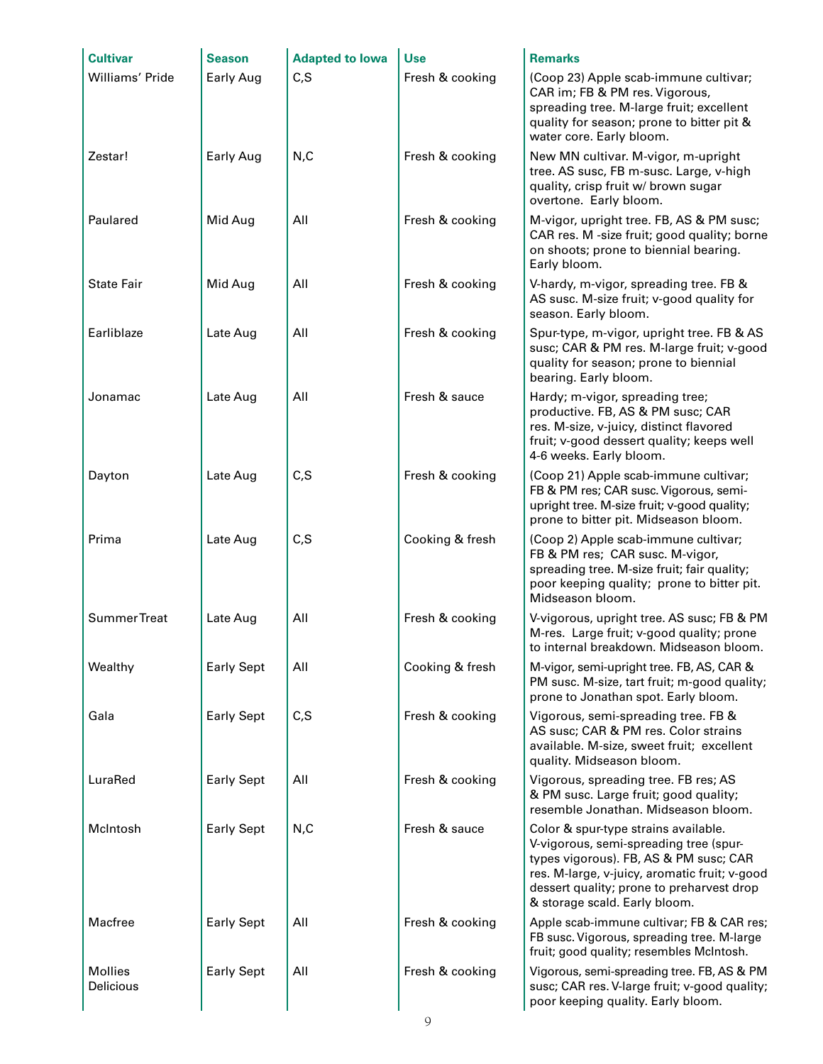| Cultivar | Season | Adapted to Iowa | Use | Remarks |
|---|---|---|---|---|
| Williams' Pride | Early Aug | C,S | Fresh & cooking | (Coop 23) Apple scab-immune cultivar; CAR im; FB & PM res. Vigorous, spreading tree. M-large fruit; excellent quality for season; prone to bitter pit & water core. Early bloom. |
| Zestar! | Early Aug | N,C | Fresh & cooking | New MN cultivar. M-vigor, m-upright tree. AS susc, FB m-susc. Large, v-high quality, crisp fruit w/ brown sugar overtone. Early bloom. |
| Paulared | Mid Aug | All | Fresh & cooking | M-vigor, upright tree. FB, AS & PM susc; CAR res. M -size fruit; good quality; borne on shoots; prone to biennial bearing. Early bloom. |
| State Fair | Mid Aug | All | Fresh & cooking | V-hardy, m-vigor, spreading tree. FB & AS susc. M-size fruit; v-good quality for season. Early bloom. |
| Earliblaze | Late Aug | All | Fresh & cooking | Spur-type, m-vigor, upright tree. FB & AS susc; CAR & PM res. M-large fruit; v-good quality for season; prone to biennial bearing. Early bloom. |
| Jonamac | Late Aug | All | Fresh & sauce | Hardy; m-vigor, spreading tree; productive. FB, AS & PM susc; CAR res. M-size, v-juicy, distinct flavored fruit; v-good dessert quality; keeps well 4-6 weeks. Early bloom. |
| Dayton | Late Aug | C,S | Fresh & cooking | (Coop 21) Apple scab-immune cultivar; FB & PM res; CAR susc. Vigorous, semi-upright tree. M-size fruit; v-good quality; prone to bitter pit. Midseason bloom. |
| Prima | Late Aug | C,S | Cooking & fresh | (Coop 2) Apple scab-immune cultivar; FB & PM res; CAR susc. M-vigor, spreading tree. M-size fruit; fair quality; poor keeping quality; prone to bitter pit. Midseason bloom. |
| SummerTreat | Late Aug | All | Fresh & cooking | V-vigorous, upright tree. AS susc; FB & PM M-res. Large fruit; v-good quality; prone to internal breakdown. Midseason bloom. |
| Wealthy | Early Sept | All | Cooking & fresh | M-vigor, semi-upright tree. FB, AS, CAR & PM susc. M-size, tart fruit; m-good quality; prone to Jonathan spot. Early bloom. |
| Gala | Early Sept | C,S | Fresh & cooking | Vigorous, semi-spreading tree. FB & AS susc; CAR & PM res. Color strains available. M-size, sweet fruit; excellent quality. Midseason bloom. |
| LuraRed | Early Sept | All | Fresh & cooking | Vigorous, spreading tree. FB res; AS & PM susc. Large fruit; good quality; resemble Jonathan. Midseason bloom. |
| McIntosh | Early Sept | N,C | Fresh & sauce | Color & spur-type strains available. V-vigorous, semi-spreading tree (spur-types vigorous). FB, AS & PM susc; CAR res. M-large, v-juicy, aromatic fruit; v-good dessert quality; prone to preharvest drop & storage scald. Early bloom. |
| Macfree | Early Sept | All | Fresh & cooking | Apple scab-immune cultivar; FB & CAR res; FB susc. Vigorous, spreading tree. M-large fruit; good quality; resembles McIntosh. |
| Mollies Delicious | Early Sept | All | Fresh & cooking | Vigorous, semi-spreading tree. FB, AS & PM susc; CAR res. V-large fruit; v-good quality; poor keeping quality. Early bloom. |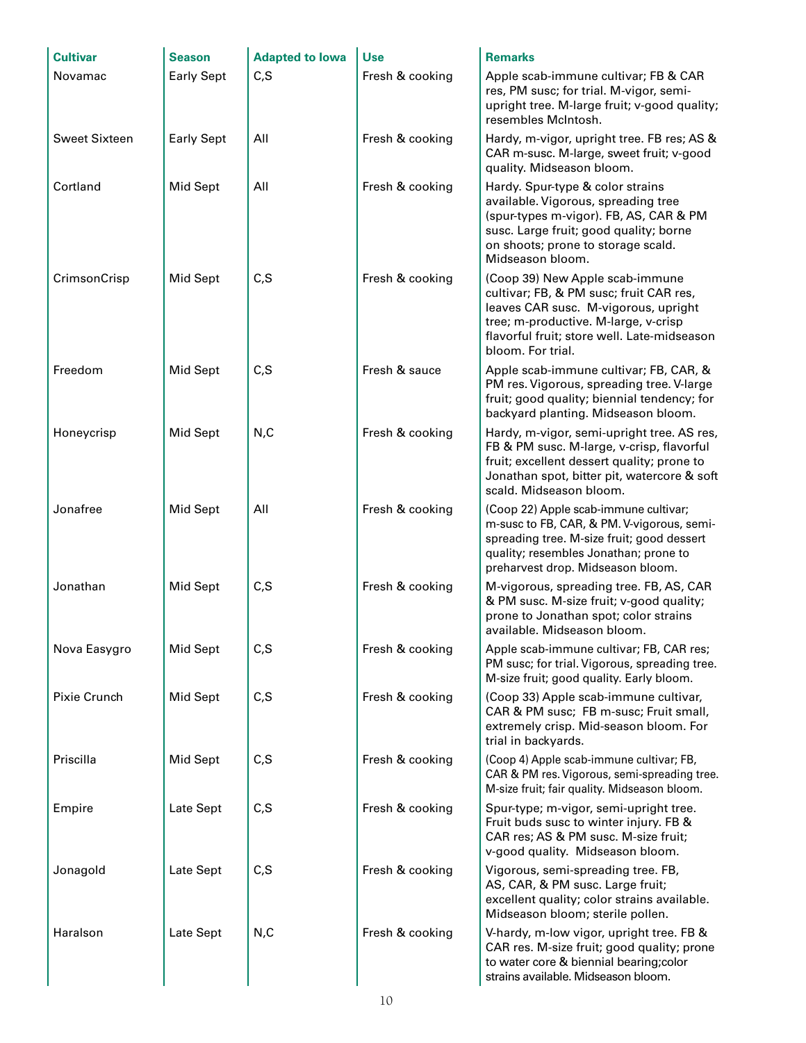| Cultivar | Season | Adapted to Iowa | Use | Remarks |
|---|---|---|---|---|
| Novamac | Early Sept | C,S | Fresh & cooking | Apple scab-immune cultivar; FB & CAR res, PM susc; for trial. M-vigor, semi-upright tree. M-large fruit; v-good quality; resembles McIntosh. |
| Sweet Sixteen | Early Sept | All | Fresh & cooking | Hardy, m-vigor, upright tree. FB res; AS & CAR m-susc. M-large, sweet fruit; v-good quality. Midseason bloom. |
| Cortland | Mid Sept | All | Fresh & cooking | Hardy. Spur-type & color strains available. Vigorous, spreading tree (spur-types m-vigor). FB, AS, CAR & PM susc. Large fruit; good quality; borne on shoots; prone to storage scald. Midseason bloom. |
| CrimsonCrisp | Mid Sept | C,S | Fresh & cooking | (Coop 39) New Apple scab-immune cultivar; FB, & PM susc; fruit CAR res, leaves CAR susc. M-vigorous, upright tree; m-productive. M-large, v-crisp flavorful fruit; store well. Late-midseason bloom. For trial. |
| Freedom | Mid Sept | C,S | Fresh & sauce | Apple scab-immune cultivar; FB, CAR, & PM res. Vigorous, spreading tree. V-large fruit; good quality; biennial tendency; for backyard planting. Midseason bloom. |
| Honeycrisp | Mid Sept | N,C | Fresh & cooking | Hardy, m-vigor, semi-upright tree. AS res, FB & PM susc. M-large, v-crisp, flavorful fruit; excellent dessert quality; prone to Jonathan spot, bitter pit, watercore & soft scald. Midseason bloom. |
| Jonafree | Mid Sept | All | Fresh & cooking | (Coop 22) Apple scab-immune cultivar; m-susc to FB, CAR, & PM. V-vigorous, semi-spreading tree. M-size fruit; good dessert quality; resembles Jonathan; prone to preharvest drop. Midseason bloom. |
| Jonathan | Mid Sept | C,S | Fresh & cooking | M-vigorous, spreading tree. FB, AS, CAR & PM susc. M-size fruit; v-good quality; prone to Jonathan spot; color strains available. Midseason bloom. |
| Nova Easygro | Mid Sept | C,S | Fresh & cooking | Apple scab-immune cultivar; FB, CAR res; PM susc; for trial. Vigorous, spreading tree. M-size fruit; good quality. Early bloom. |
| Pixie Crunch | Mid Sept | C,S | Fresh & cooking | (Coop 33) Apple scab-immune cultivar, CAR & PM susc; FB m-susc; Fruit small, extremely crisp. Mid-season bloom. For trial in backyards. |
| Priscilla | Mid Sept | C,S | Fresh & cooking | (Coop 4) Apple scab-immune cultivar; FB, CAR & PM res. Vigorous, semi-spreading tree. M-size fruit; fair quality. Midseason bloom. |
| Empire | Late Sept | C,S | Fresh & cooking | Spur-type; m-vigor, semi-upright tree. Fruit buds susc to winter injury. FB & CAR res; AS & PM susc. M-size fruit; v-good quality. Midseason bloom. |
| Jonagold | Late Sept | C,S | Fresh & cooking | Vigorous, semi-spreading tree. FB, AS, CAR, & PM susc. Large fruit; excellent quality; color strains available. Midseason bloom; sterile pollen. |
| Haralson | Late Sept | N,C | Fresh & cooking | V-hardy, m-low vigor, upright tree. FB & CAR res. M-size fruit; good quality; prone to water core & biennial bearing;color strains available. Midseason bloom. |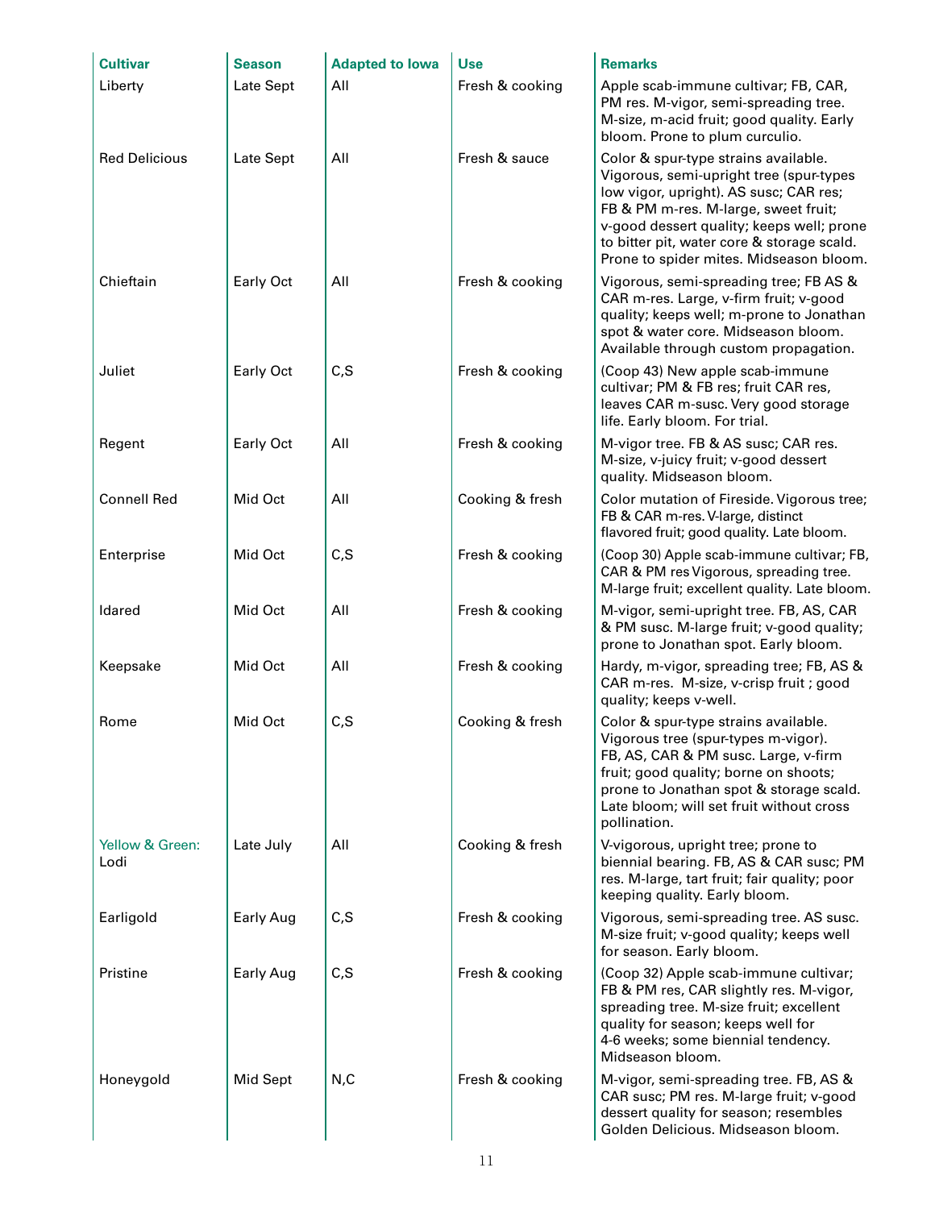| Cultivar | Season | Adapted to Iowa | Use | Remarks |
|---|---|---|---|---|
| Liberty | Late Sept | All | Fresh & cooking | Apple scab-immune cultivar; FB, CAR, PM res. M-vigor, semi-spreading tree. M-size, m-acid fruit; good quality. Early bloom. Prone to plum curculio. |
| Red Delicious | Late Sept | All | Fresh & sauce | Color & spur-type strains available. Vigorous, semi-upright tree (spur-types low vigor, upright). AS susc; CAR res; FB & PM m-res. M-large, sweet fruit; v-good dessert quality; keeps well; prone to bitter pit, water core & storage scald. Prone to spider mites. Midseason bloom. |
| Chieftain | Early Oct | All | Fresh & cooking | Vigorous, semi-spreading tree; FB AS & CAR m-res. Large, v-firm fruit; v-good quality; keeps well; m-prone to Jonathan spot & water core. Midseason bloom. Available through custom propagation. |
| Juliet | Early Oct | C,S | Fresh & cooking | (Coop 43) New apple scab-immune cultivar; PM & FB res; fruit CAR res, leaves CAR m-susc. Very good storage life. Early bloom. For trial. |
| Regent | Early Oct | All | Fresh & cooking | M-vigor tree. FB & AS susc; CAR res. M-size, v-juicy fruit; v-good dessert quality. Midseason bloom. |
| Connell Red | Mid Oct | All | Cooking & fresh | Color mutation of Fireside. Vigorous tree; FB & CAR m-res. V-large, distinct flavored fruit; good quality. Late bloom. |
| Enterprise | Mid Oct | C,S | Fresh & cooking | (Coop 30) Apple scab-immune cultivar; FB, CAR & PM res Vigorous, spreading tree. M-large fruit; excellent quality. Late bloom. |
| Idared | Mid Oct | All | Fresh & cooking | M-vigor, semi-upright tree. FB, AS, CAR & PM susc. M-large fruit; v-good quality; prone to Jonathan spot. Early bloom. |
| Keepsake | Mid Oct | All | Fresh & cooking | Hardy, m-vigor, spreading tree; FB, AS & CAR m-res. M-size, v-crisp fruit ; good quality; keeps v-well. |
| Rome | Mid Oct | C,S | Cooking & fresh | Color & spur-type strains available. Vigorous tree (spur-types m-vigor). FB, AS, CAR & PM susc. Large, v-firm fruit; good quality; borne on shoots; prone to Jonathan spot & storage scald. Late bloom; will set fruit without cross pollination. |
| Yellow & Green: Lodi | Late July | All | Cooking & fresh | V-vigorous, upright tree; prone to biennial bearing. FB, AS & CAR susc; PM res. M-large, tart fruit; fair quality; poor keeping quality. Early bloom. |
| Earligold | Early Aug | C,S | Fresh & cooking | Vigorous, semi-spreading tree. AS susc. M-size fruit; v-good quality; keeps well for season. Early bloom. |
| Pristine | Early Aug | C,S | Fresh & cooking | (Coop 32) Apple scab-immune cultivar; FB & PM res, CAR slightly res. M-vigor, spreading tree. M-size fruit; excellent quality for season; keeps well for 4-6 weeks; some biennial tendency. Midseason bloom. |
| Honeygold | Mid Sept | N,C | Fresh & cooking | M-vigor, semi-spreading tree. FB, AS & CAR susc; PM res. M-large fruit; v-good dessert quality for season; resembles Golden Delicious. Midseason bloom. |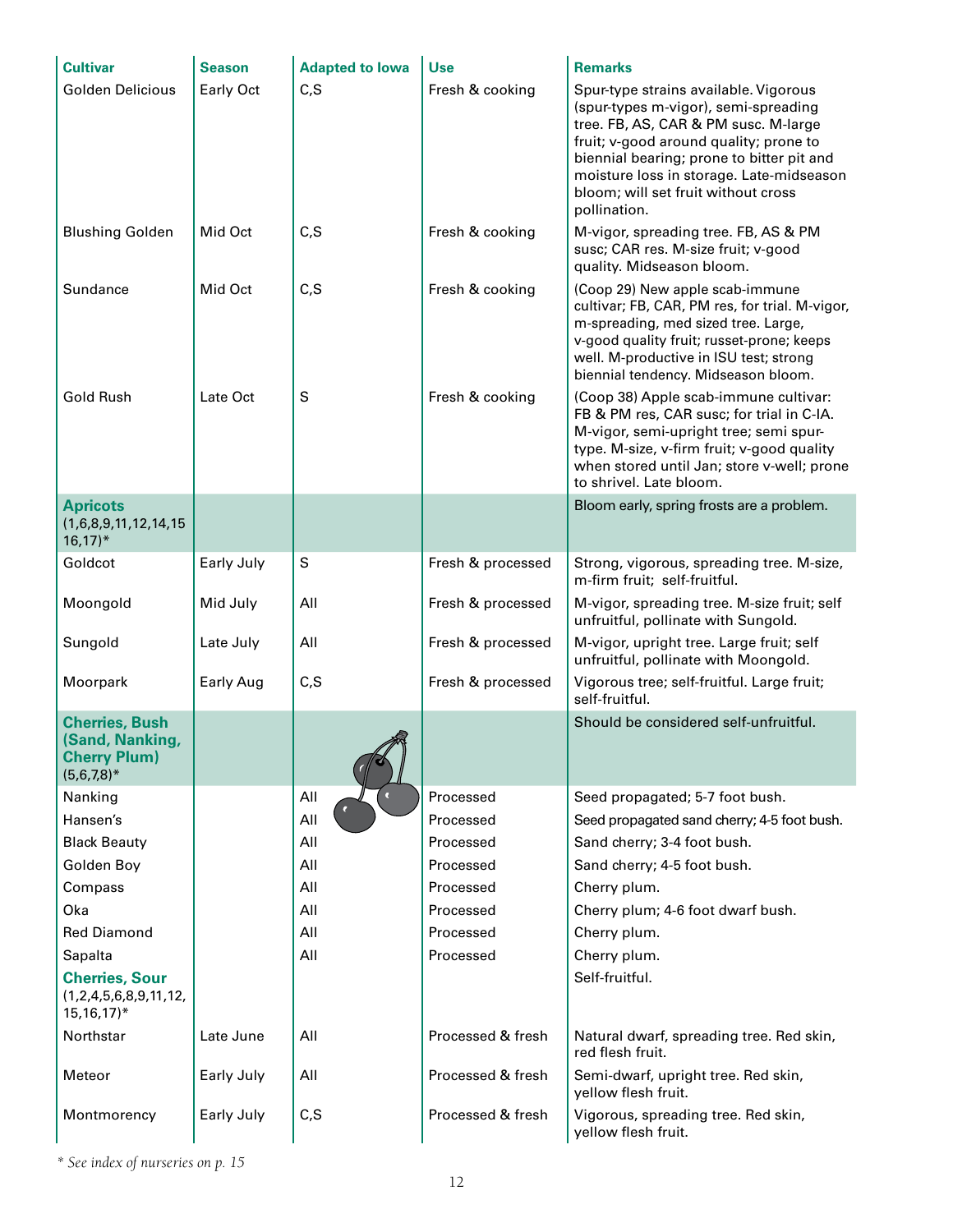| Cultivar | Season | Adapted to Iowa | Use | Remarks |
|---|---|---|---|---|
| Golden Delicious | Early Oct | C,S | Fresh & cooking | Spur-type strains available. Vigorous (spur-types m-vigor), semi-spreading tree. FB, AS, CAR & PM susc. M-large fruit; v-good around quality; prone to biennial bearing; prone to bitter pit and moisture loss in storage. Late-midseason bloom; will set fruit without cross pollination. |
| Blushing Golden | Mid Oct | C,S | Fresh & cooking | M-vigor, spreading tree. FB, AS & PM susc; CAR res. M-size fruit; v-good quality. Midseason bloom. |
| Sundance | Mid Oct | C,S | Fresh & cooking | (Coop 29) New apple scab-immune cultivar; FB, CAR, PM res, for trial. M-vigor, m-spreading, med sized tree. Large, v-good quality fruit; russet-prone; keeps well. M-productive in ISU test; strong biennial tendency. Midseason bloom. |
| Gold Rush | Late Oct | S | Fresh & cooking | (Coop 38) Apple scab-immune cultivar: FB & PM res, CAR susc; for trial in C-IA. M-vigor, semi-upright tree; semi spur-type. M-size, v-firm fruit; v-good quality when stored until Jan; store v-well; prone to shrivel. Late bloom. |
| **Apricots** (1,6,8,9,11,12,14,15 16,17)* | | | | Bloom early, spring frosts are a problem. |
| Goldcot | Early July | S | Fresh & processed | Strong, vigorous, spreading tree. M-size, m-firm fruit; self-fruitful. |
| Moongold | Mid July | All | Fresh & processed | M-vigor, spreading tree. M-size fruit; self unfruitful, pollinate with Sungold. |
| Sungold | Late July | All | Fresh & processed | M-vigor, upright tree. Large fruit; self unfruitful, pollinate with Moongold. |
| Moorpark | Early Aug | C,S | Fresh & processed | Vigorous tree; self-fruitful. Large fruit; self-fruitful. |
| **Cherries, Bush (Sand, Nanking, Cherry Plum)** (5,6,7,8)* | | | | Should be considered self-unfruitful. |
| Nanking | | All | Processed | Seed propagated; 5-7 foot bush. |
| Hansen's | | All | Processed | Seed propagated sand cherry; 4-5 foot bush. |
| Black Beauty | | All | Processed | Sand cherry; 3-4 foot bush. |
| Golden Boy | | All | Processed | Sand cherry; 4-5 foot bush. |
| Compass | | All | Processed | Cherry plum. |
| Oka | | All | Processed | Cherry plum; 4-6 foot dwarf bush. |
| Red Diamond | | All | Processed | Cherry plum. |
| Sapalta | | All | Processed | Cherry plum. |
| **Cherries, Sour** (1,2,4,5,6,8,9,11,12, 15,16,17)* | | | | Self-fruitful. |
| Northstar | Late June | All | Processed & fresh | Natural dwarf, spreading tree. Red skin, red flesh fruit. |
| Meteor | Early July | All | Processed & fresh | Semi-dwarf, upright tree. Red skin, yellow flesh fruit. |
| Montmorency | Early July | C,S | Processed & fresh | Vigorous, spreading tree. Red skin, yellow flesh fruit. |

*\* See index of nurseries on p. 15*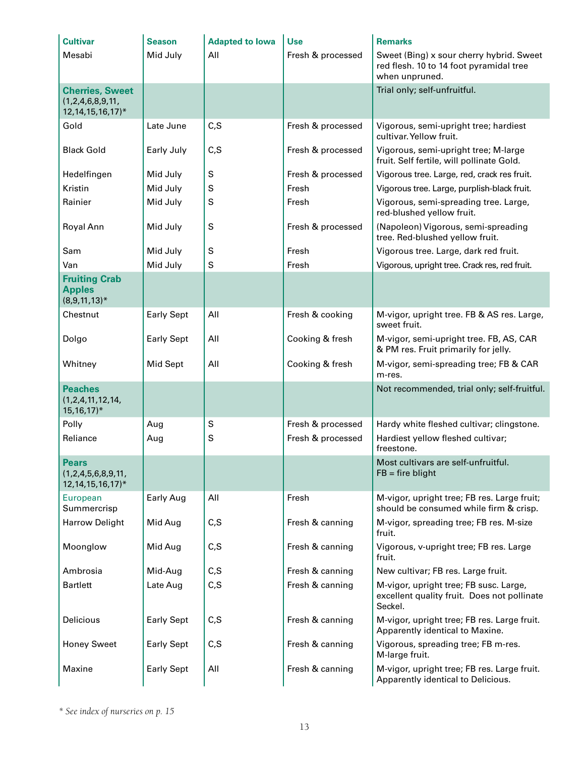| Cultivar | Season | Adapted to Iowa | Use | Remarks |
| --- | --- | --- | --- | --- |
| Mesabi | Mid July | All | Fresh & processed | Sweet (Bing) x sour cherry hybrid. Sweet red flesh. 10 to 14 foot pyramidal tree when unpruned. |
| **Cherries, Sweet** (1,2,4,6,8,9,11, 12,14,15,16,17)* | | | | Trial only; self-unfruitful. |
| Gold | Late June | C,S | Fresh & processed | Vigorous, semi-upright tree; hardiest cultivar. Yellow fruit. |
| Black Gold | Early July | C,S | Fresh & processed | Vigorous, semi-upright tree; M-large fruit. Self fertile, will pollinate Gold. |
| Hedelfingen | Mid July | S | Fresh & processed | Vigorous tree. Large, red, crack res fruit. |
| Kristin | Mid July | S | Fresh | Vigorous tree. Large, purplish-black fruit. |
| Rainier | Mid July | S | Fresh | Vigorous, semi-spreading tree. Large, red-blushed yellow fruit. |
| Royal Ann | Mid July | S | Fresh & processed | (Napoleon) Vigorous, semi-spreading tree. Red-blushed yellow fruit. |
| Sam | Mid July | S | Fresh | Vigorous tree. Large, dark red fruit. |
| Van | Mid July | S | Fresh | Vigorous, upright tree. Crack res, red fruit. |
| **Fruiting Crab Apples** (8,9,11,13)* | | | | |
| Chestnut | Early Sept | All | Fresh & cooking | M-vigor, upright tree. FB & AS res. Large, sweet fruit. |
| Dolgo | Early Sept | All | Cooking & fresh | M-vigor, semi-upright tree. FB, AS, CAR & PM res. Fruit primarily for jelly. |
| Whitney | Mid Sept | All | Cooking & fresh | M-vigor, semi-spreading tree; FB & CAR m-res. |
| **Peaches** (1,2,4,11,12,14, 15,16,17)* | | | | Not recommended, trial only; self-fruitful. |
| Polly | Aug | S | Fresh & processed | Hardy white fleshed cultivar; clingstone. |
| Reliance | Aug | S | Fresh & processed | Hardiest yellow fleshed cultivar; freestone. |
| **Pears** (1,2,4,5,6,8,9,11, 12,14,15,16,17)* | | | | Most cultivars are self-unfruitful. FB = fire blight |
| European Summercrisp | Early Aug | All | Fresh | M-vigor, upright tree; FB res. Large fruit; should be consumed while firm & crisp. |
| Harrow Delight | Mid Aug | C,S | Fresh & canning | M-vigor, spreading tree; FB res. M-size fruit. |
| Moonglow | Mid Aug | C,S | Fresh & canning | Vigorous, v-upright tree; FB res. Large fruit. |
| Ambrosia | Mid-Aug | C,S | Fresh & canning | New cultivar; FB res. Large fruit. |
| Bartlett | Late Aug | C,S | Fresh & canning | M-vigor, upright tree; FB susc. Large, excellent quality fruit. Does not pollinate Seckel. |
| Delicious | Early Sept | C,S | Fresh & canning | M-vigor, upright tree; FB res. Large fruit. Apparently identical to Maxine. |
| Honey Sweet | Early Sept | C,S | Fresh & canning | Vigorous, spreading tree; FB m-res. M-large fruit. |
| Maxine | Early Sept | All | Fresh & canning | M-vigor, upright tree; FB res. Large fruit. Apparently identical to Delicious. |

*\* See index of nurseries on p. 15*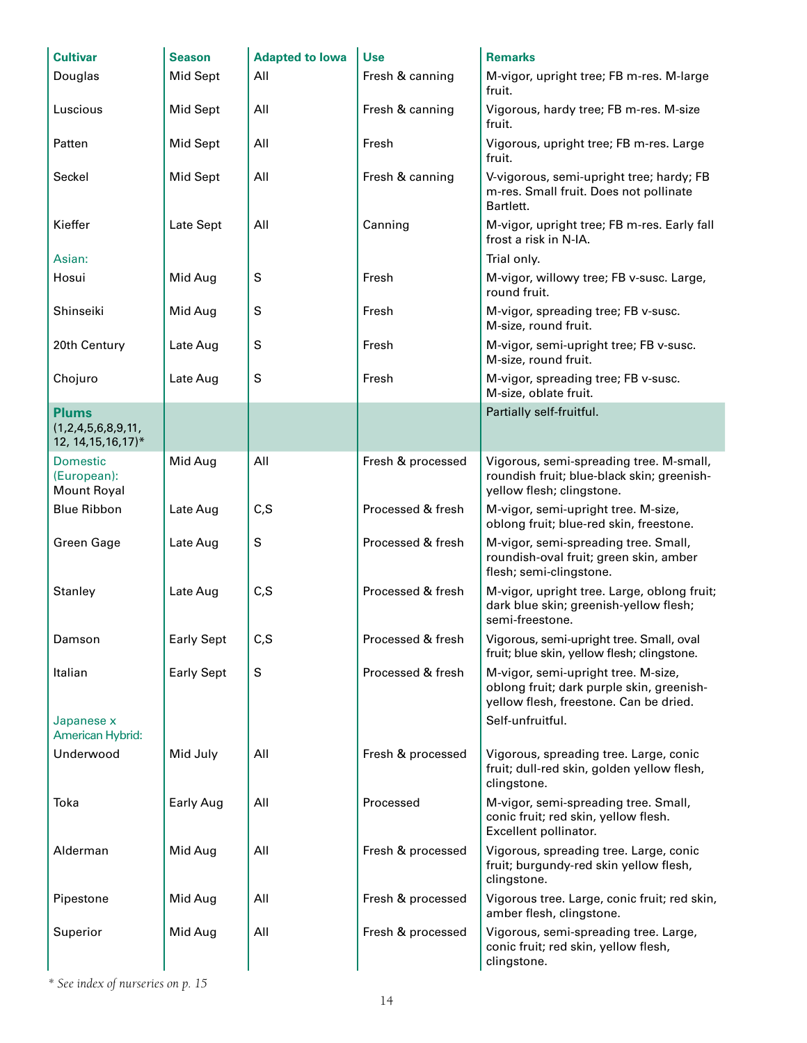| Cultivar | Season | Adapted to Iowa | Use | Remarks |
|---|---|---|---|---|
| Douglas | Mid Sept | All | Fresh & canning | M-vigor, upright tree; FB m-res. M-large fruit. |
| Luscious | Mid Sept | All | Fresh & canning | Vigorous, hardy tree; FB m-res. M-size fruit. |
| Patten | Mid Sept | All | Fresh | Vigorous, upright tree; FB m-res. Large fruit. |
| Seckel | Mid Sept | All | Fresh & canning | V-vigorous, semi-upright tree; hardy; FB m-res. Small fruit. Does not pollinate Bartlett. |
| Kieffer | Late Sept | All | Canning | M-vigor, upright tree; FB m-res. Early fall frost a risk in N-IA. |
| Asian: | | | | Trial only. |
| Hosui | Mid Aug | S | Fresh | M-vigor, willowy tree; FB v-susc. Large, round fruit. |
| Shinseiki | Mid Aug | S | Fresh | M-vigor, spreading tree; FB v-susc. M-size, round fruit. |
| 20th Century | Late Aug | S | Fresh | M-vigor, semi-upright tree; FB v-susc. M-size, round fruit. |
| Chojuro | Late Aug | S | Fresh | M-vigor, spreading tree; FB v-susc. M-size, oblate fruit. |
| **Plums** (1,2,4,5,6,8,9,11, 12, 14,15,16,17)* | | | | Partially self-fruitful. |
| Domestic (European): Mount Royal | Mid Aug | All | Fresh & processed | Vigorous, semi-spreading tree. M-small, roundish fruit; blue-black skin; greenish-yellow flesh; clingstone. |
| Blue Ribbon | Late Aug | C,S | Processed & fresh | M-vigor, semi-upright tree. M-size, oblong fruit; blue-red skin, freestone. |
| Green Gage | Late Aug | S | Processed & fresh | M-vigor, semi-spreading tree. Small, roundish-oval fruit; green skin, amber flesh; semi-clingstone. |
| Stanley | Late Aug | C,S | Processed & fresh | M-vigor, upright tree. Large, oblong fruit; dark blue skin; greenish-yellow flesh; semi-freestone. |
| Damson | Early Sept | C,S | Processed & fresh | Vigorous, semi-upright tree. Small, oval fruit; blue skin, yellow flesh; clingstone. |
| Italian | Early Sept | S | Processed & fresh | M-vigor, semi-upright tree. M-size, oblong fruit; dark purple skin, greenish-yellow flesh, freestone. Can be dried. |
| Japanese x American Hybrid: | | | | Self-unfruitful. |
| Underwood | Mid July | All | Fresh & processed | Vigorous, spreading tree. Large, conic fruit; dull-red skin, golden yellow flesh, clingstone. |
| Toka | Early Aug | All | Processed | M-vigor, semi-spreading tree. Small, conic fruit; red skin, yellow flesh. Excellent pollinator. |
| Alderman | Mid Aug | All | Fresh & processed | Vigorous, spreading tree. Large, conic fruit; burgundy-red skin yellow flesh, clingstone. |
| Pipestone | Mid Aug | All | Fresh & processed | Vigorous tree. Large, conic fruit; red skin, amber flesh, clingstone. |
| Superior | Mid Aug | All | Fresh & processed | Vigorous, semi-spreading tree. Large, conic fruit; red skin, yellow flesh, clingstone. |

*\* See index of nurseries on p. 15*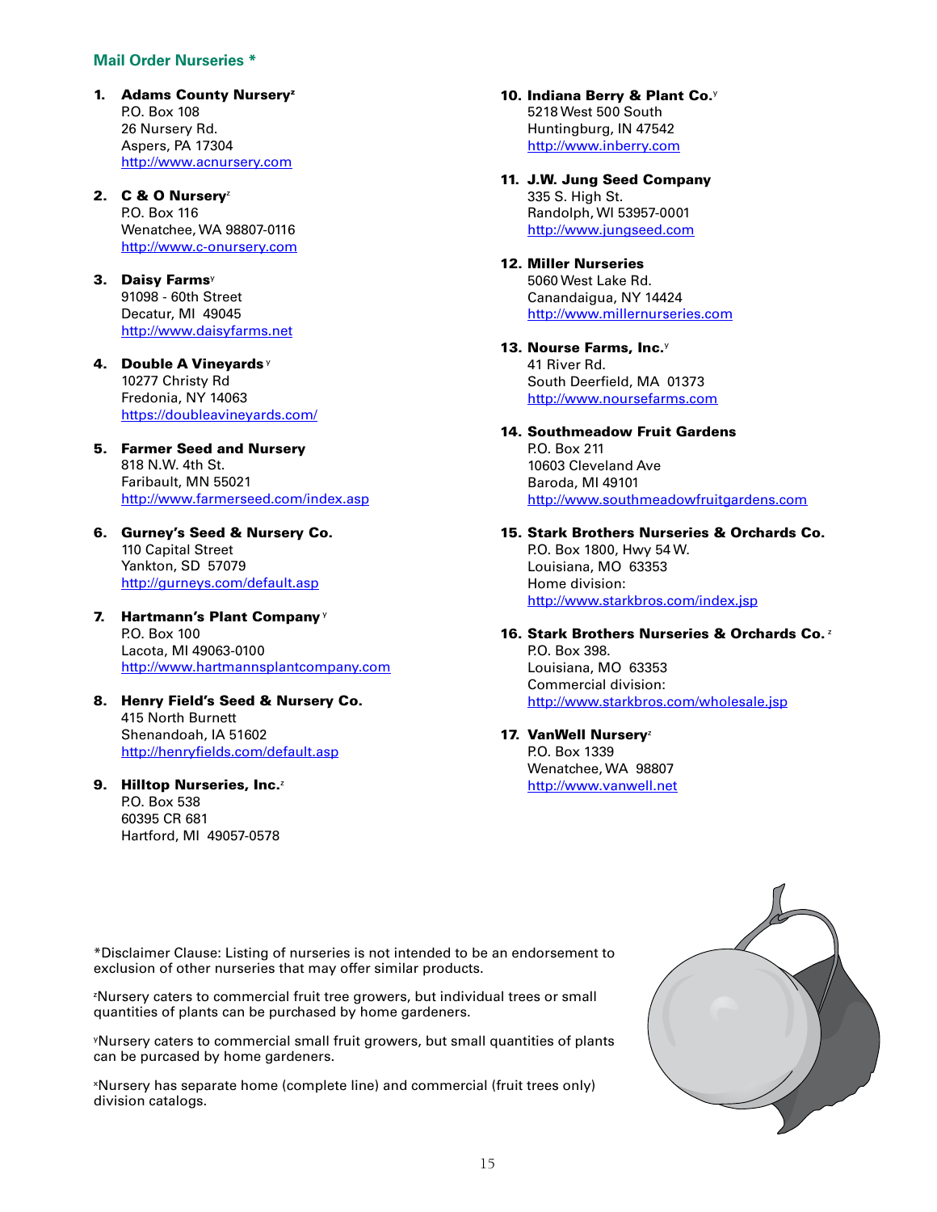## Mail Order Nurseries *

1. **Adams County Nursery**[z]
   P.O. Box 108
   26 Nursery Rd.
   Aspers, PA 17304
   http://www.acnursery.com

2. **C & O Nursery**[z]
   P.O. Box 116
   Wenatchee, WA 98807-0116
   http://www.c-onursery.com

3. **Daisy Farms**[y]
   91098 - 60th Street
   Decatur, MI 49045
   http://www.daisyfarms.net

4. **Double A Vineyards**[y]
   10277 Christy Rd
   Fredonia, NY 14063
   https://doubleavineyards.com/

5. **Farmer Seed and Nursery**
   818 N.W. 4th St.
   Faribault, MN 55021
   http://www.farmerseed.com/index.asp

6. **Gurney's Seed & Nursery Co.**
   110 Capital Street
   Yankton, SD 57079
   http://gurneys.com/default.asp

7. **Hartmann's Plant Company**[y]
   P.O. Box 100
   Lacota, MI 49063-0100
   http://www.hartmannsplantcompany.com

8. **Henry Field's Seed & Nursery Co.**
   415 North Burnett
   Shenandoah, IA 51602
   http://henryfields.com/default.asp

9. **Hilltop Nurseries, Inc.**[z]
   P.O. Box 538
   60395 CR 681
   Hartford, MI 49057-0578

10. **Indiana Berry & Plant Co.**[y]
    5218 West 500 South
    Huntingburg, IN 47542
    http://www.inberry.com

11. **J.W. Jung Seed Company**
    335 S. High St.
    Randolph, WI 53957-0001
    http://www.jungseed.com

12. **Miller Nurseries**
    5060 West Lake Rd.
    Canandaigua, NY 14424
    http://www.millernurseries.com

13. **Nourse Farms, Inc.**[y]
    41 River Rd.
    South Deerfield, MA 01373
    http://www.noursefarms.com

14. **Southmeadow Fruit Gardens**
    P.O. Box 211
    10603 Cleveland Ave
    Baroda, MI 49101
    http://www.southmeadowfruitgardens.com

15. **Stark Brothers Nurseries & Orchards Co.**
    P.O. Box 1800, Hwy 54 W.
    Louisiana, MO 63353
    Home division:
    http://www.starkbros.com/index.jsp

16. **Stark Brothers Nurseries & Orchards Co.**[z]
    P.O. Box 398.
    Louisiana, MO 63353
    Commercial division:
    http://www.starkbros.com/wholesale.jsp

17. **VanWell Nursery**[z]
    P.O. Box 1339
    Wenatchee, WA 98807
    http://www.vanwell.net

*Disclaimer Clause: Listing of nurseries is not intended to be an endorsement to exclusion of other nurseries that may offer similar products.

[z]Nursery caters to commercial fruit tree growers, but individual trees or small quantities of plants can be purchased by home gardeners.

[y]Nursery caters to commercial small fruit growers, but small quantities of plants can be purcased by home gardeners.

[x]Nursery has separate home (complete line) and commercial (fruit trees only) division catalogs.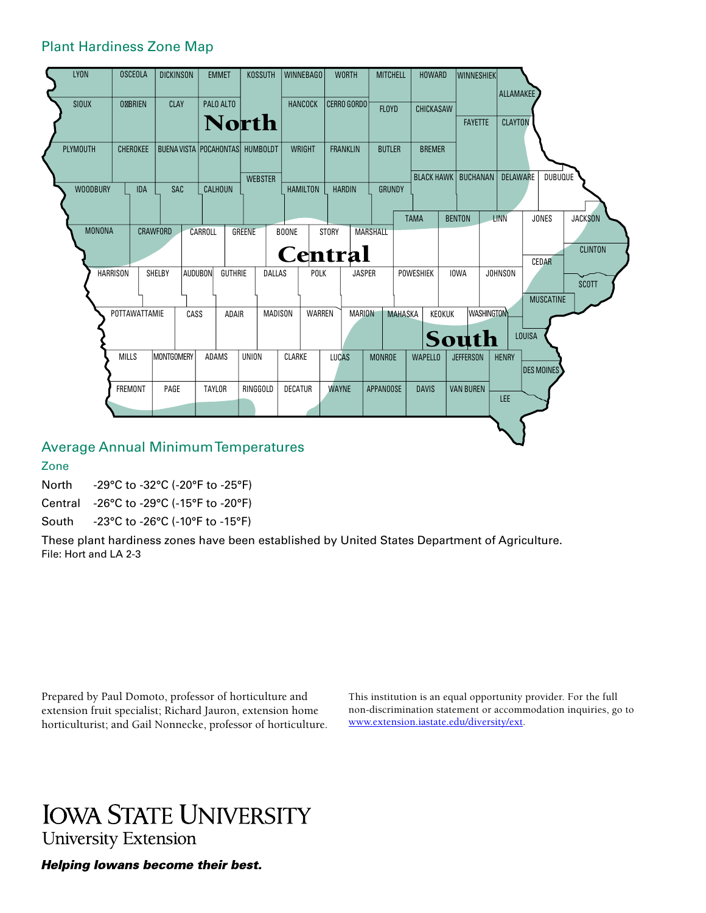## Plant Hardiness Zone Map

LYON
OSCEOLA
DICKINSON
EMMET
KOSSUTH
WINNEBAGO
WORTH
MITCHELL
HOWARD
WINNESHIEK
ALLAMAKEE
SIOUX
O'BRIEN
CLAY
PALO ALTO
HANCOCK
CERRO GORDO
FLOYD
CHICKASAW
FAYETTE
CLAYTON
North
PLYMOUTH
CHEROKEE
BUENA VISTA
POCAHONTAS
HUMBOLDT
WRIGHT
FRANKLIN
BUTLER
BREMER
WEBSTER
BLACK HAWK
BUCHANAN
DELAWARE
DUBUQUE
WOODBURY
IDA
SAC
CALHOUN
HAMILTON
HARDIN
GRUNDY
TAMA
BENTON
LINN
JONES
JACKSON
MONONA
CRAWFORD
CARROLL
GREENE
BOONE
STORY
MARSHALL
Central
CLINTON
CEDAR
HARRISON
SHELBY
AUDUBON
GUTHRIE
DALLAS
POLK
JASPER
POWESHIEK
IOWA
JOHNSON
SCOTT
MUSCATINE
POTTAWATTAMIE
CASS
ADAIR
MADISON
WARREN
MARION
MAHASKA
KEOKUK
WASHINGTON
South
LOUISA
MILLS
MONTGOMERY
ADAMS
UNION
CLARKE
LUCAS
MONROE
WAPELLO
JEFFERSON
HENRY
DES MOINES
FREMONT
PAGE
TAYLOR
RINGGOLD
DECATUR
WAYNE
APPANOOSE
DAVIS
VAN BUREN
LEE

## Average Annual Minimum Temperatures

| Zone | |
|---|---|
| North | -29°C to -32°C (-20°F to -25°F) |
| Central | -26°C to -29°C (-15°F to -20°F) |
| South | -23°C to -26°C (-10°F to -15°F) |

These plant hardiness zones have been established by United States Department of Agriculture.

File: Hort and LA 2-3

Prepared by Paul Domoto, professor of horticulture and extension fruit specialist; Richard Jauron, extension home horticulturist; and Gail Nonnecke, professor of horticulture.

This institution is an equal opportunity provider. For the full non-discrimination statement or accommodation inquiries, go to www.extension.iastate.edu/diversity/ext.

IOWA STATE UNIVERSITY
University Extension

***Helping Iowans become their best.***